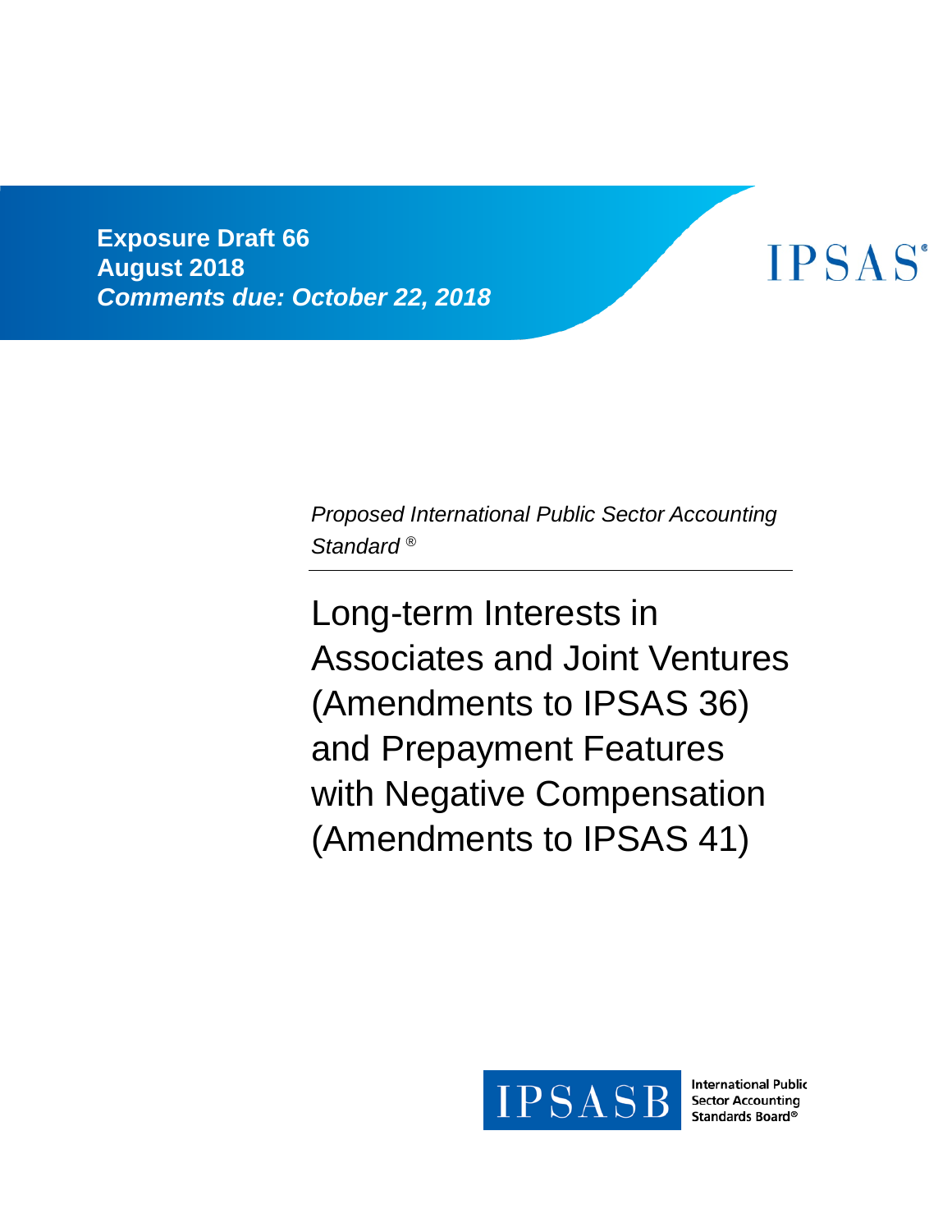**Exposure Draft 66**
**August 2018**
***Comments due: October 22, 2018***

IPSAS®

*Proposed International Public Sector Accounting Standard ®*

# Long-term Interests in Associates and Joint Ventures (Amendments to IPSAS 36) and Prepayment Features with Negative Compensation (Amendments to IPSAS 41)

IPSASB International Public Sector Accounting Standards Board®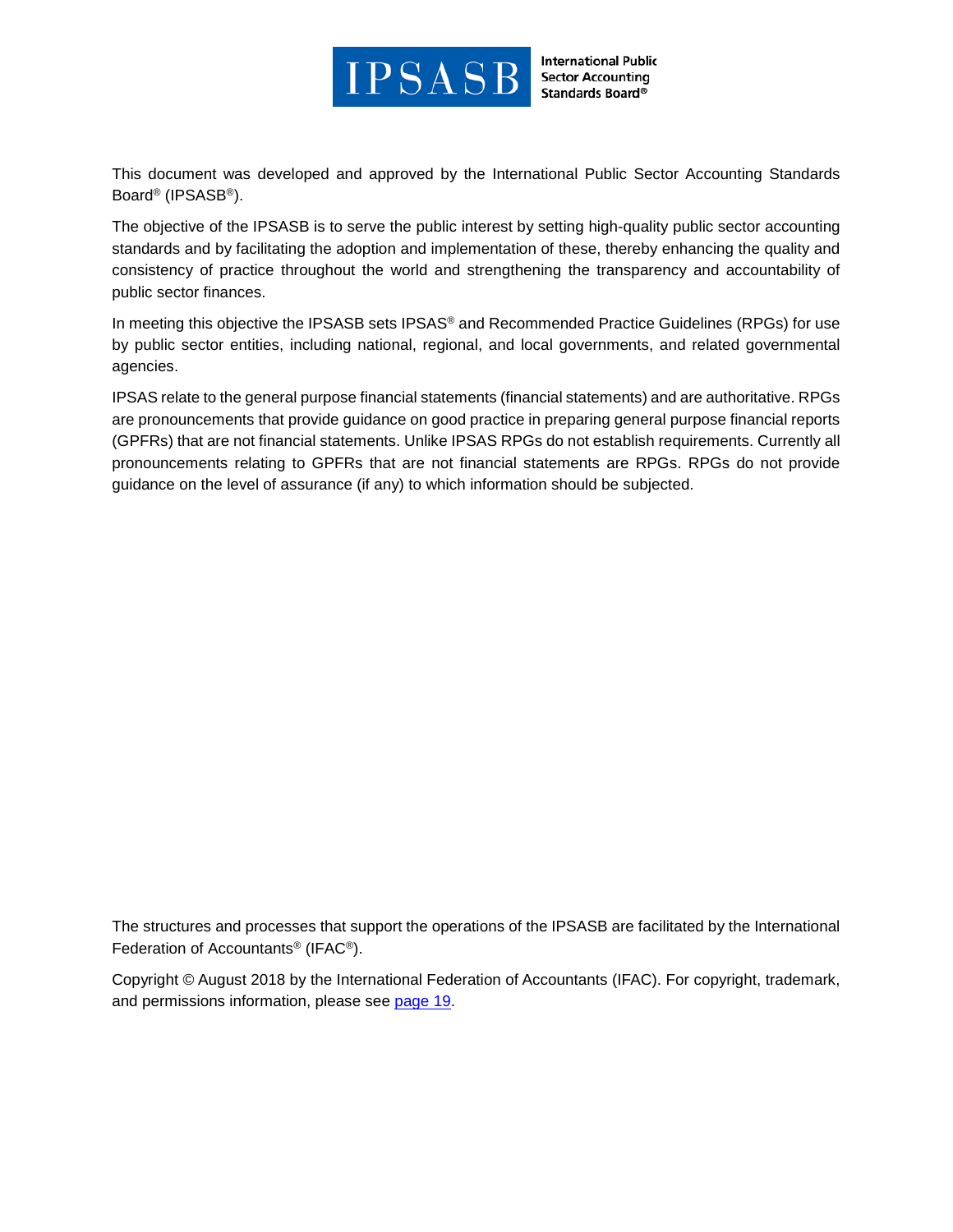This document was developed and approved by the International Public Sector Accounting Standards Board® (IPSASB®).

The objective of the IPSASB is to serve the public interest by setting high-quality public sector accounting standards and by facilitating the adoption and implementation of these, thereby enhancing the quality and consistency of practice throughout the world and strengthening the transparency and accountability of public sector finances.

In meeting this objective the IPSASB sets IPSAS® and Recommended Practice Guidelines (RPGs) for use by public sector entities, including national, regional, and local governments, and related governmental agencies.

IPSAS relate to the general purpose financial statements (financial statements) and are authoritative. RPGs are pronouncements that provide guidance on good practice in preparing general purpose financial reports (GPFRs) that are not financial statements. Unlike IPSAS RPGs do not establish requirements. Currently all pronouncements relating to GPFRs that are not financial statements are RPGs. RPGs do not provide guidance on the level of assurance (if any) to which information should be subjected.

The structures and processes that support the operations of the IPSASB are facilitated by the International Federation of Accountants® (IFAC®).

Copyright © August 2018 by the International Federation of Accountants (IFAC). For copyright, trademark, and permissions information, please see page 19.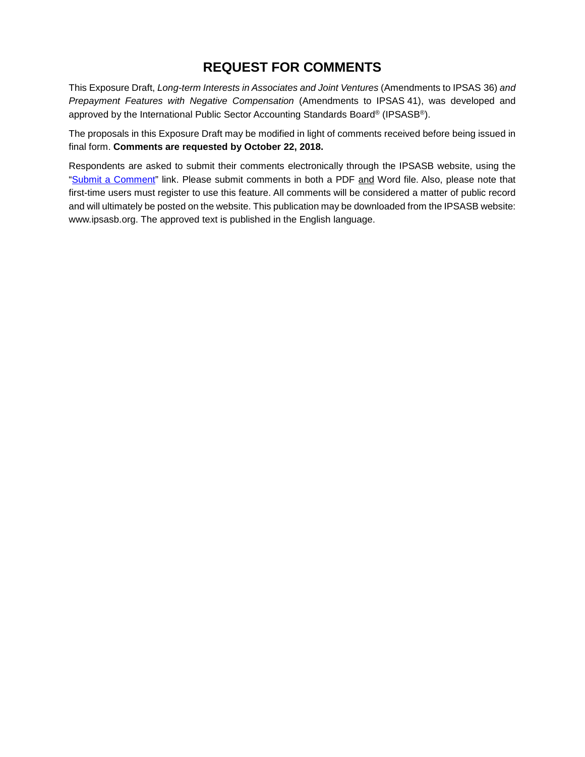# REQUEST FOR COMMENTS

This Exposure Draft, *Long-term Interests in Associates and Joint Ventures* (Amendments to IPSAS 36) *and Prepayment Features with Negative Compensation* (Amendments to IPSAS 41), was developed and approved by the International Public Sector Accounting Standards Board® (IPSASB®).

The proposals in this Exposure Draft may be modified in light of comments received before being issued in final form. **Comments are requested by October 22, 2018.**

Respondents are asked to submit their comments electronically through the IPSASB website, using the "Submit a Comment" link. Please submit comments in both a PDF and Word file. Also, please note that first-time users must register to use this feature. All comments will be considered a matter of public record and will ultimately be posted on the website. This publication may be downloaded from the IPSASB website: www.ipsasb.org. The approved text is published in the English language.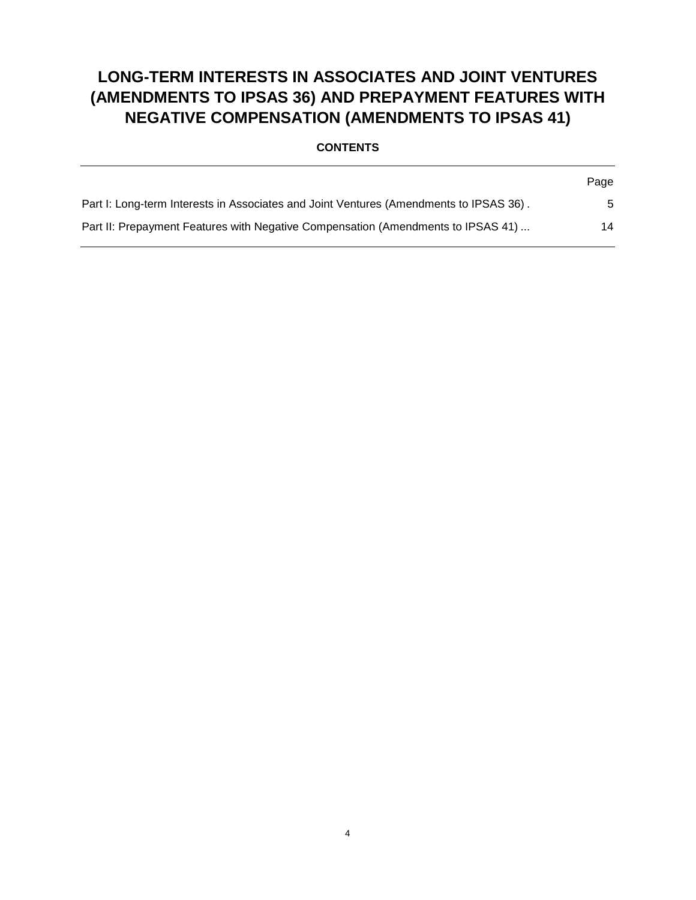# LONG-TERM INTERESTS IN ASSOCIATES AND JOINT VENTURES (AMENDMENTS TO IPSAS 36) AND PREPAYMENT FEATURES WITH NEGATIVE COMPENSATION (AMENDMENTS TO IPSAS 41)

**CONTENTS**

| | Page |
|---|---|
| Part I: Long-term Interests in Associates and Joint Ventures (Amendments to IPSAS 36) . | 5 |
| Part II: Prepayment Features with Negative Compensation (Amendments to IPSAS 41) ... | 14 |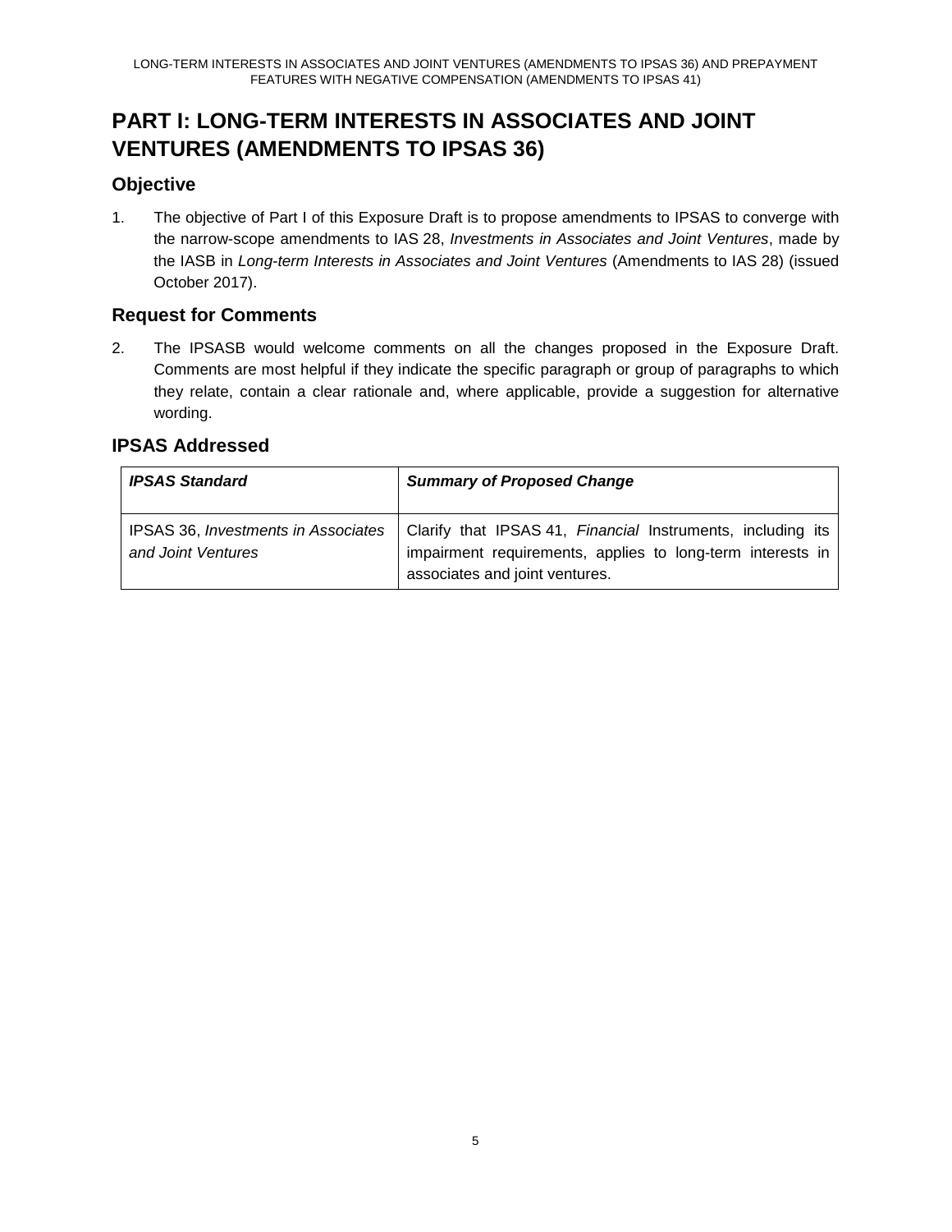# PART I: LONG-TERM INTERESTS IN ASSOCIATES AND JOINT VENTURES (AMENDMENTS TO IPSAS 36)

## Objective

1. The objective of Part I of this Exposure Draft is to propose amendments to IPSAS to converge with the narrow-scope amendments to IAS 28, *Investments in Associates and Joint Ventures*, made by the IASB in *Long-term Interests in Associates and Joint Ventures* (Amendments to IAS 28) (issued October 2017).

## Request for Comments

2. The IPSASB would welcome comments on all the changes proposed in the Exposure Draft. Comments are most helpful if they indicate the specific paragraph or group of paragraphs to which they relate, contain a clear rationale and, where applicable, provide a suggestion for alternative wording.

## IPSAS Addressed

| ***IPSAS Standard*** | ***Summary of Proposed Change*** |
|---|---|
| IPSAS 36, *Investments in Associates and Joint Ventures* | Clarify that IPSAS 41, *Financial* Instruments, including its impairment requirements, applies to long-term interests in associates and joint ventures. |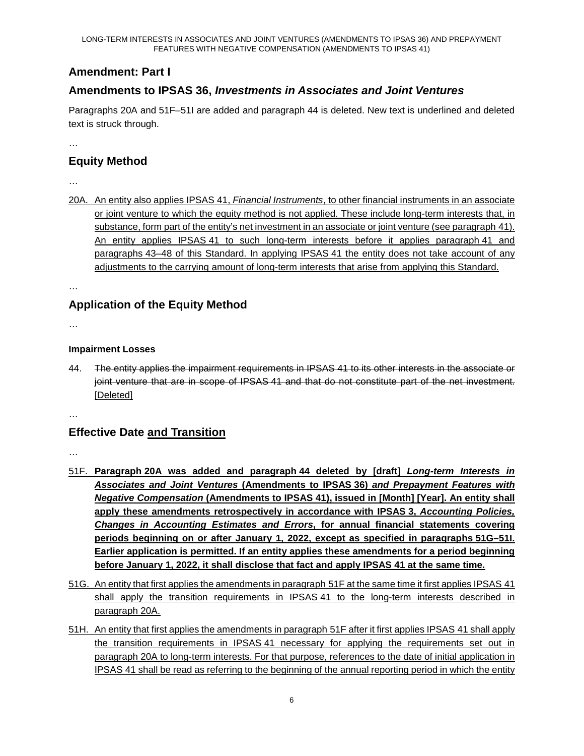## Amendment: Part I

## Amendments to IPSAS 36, *Investments in Associates and Joint Ventures*

Paragraphs 20A and 51F–51I are added and paragraph 44 is deleted. New text is underlined and deleted text is struck through.

…

## Equity Method

…

<u>20A. An entity also applies IPSAS 41, *Financial Instruments*, to other financial instruments in an associate or joint venture to which the equity method is not applied. These include long-term interests that, in substance, form part of the entity's net investment in an associate or joint venture (see paragraph 41). An entity applies IPSAS 41 to such long-term interests before it applies paragraph 41 and paragraphs 43–48 of this Standard. In applying IPSAS 41 the entity does not take account of any adjustments to the carrying amount of long-term interests that arise from applying this Standard.</u>

…

## Application of the Equity Method

…

#### Impairment Losses

44. ~~The entity applies the impairment requirements in IPSAS 41 to its other interests in the associate or joint venture that are in scope of IPSAS 41 and that do not constitute part of the net investment.~~ <u>[Deleted]</u>

…

## Effective Date <u>and Transition</u>

…

<u>51F. **Paragraph 20A was added and paragraph 44 deleted by [draft] *Long-term Interests in Associates and Joint Ventures* (Amendments to IPSAS 36) *and Prepayment Features with Negative Compensation* (Amendments to IPSAS 41), issued in [Month] [Year]. An entity shall apply these amendments retrospectively in accordance with IPSAS 3, *Accounting Policies, Changes in Accounting Estimates and Errors*, for annual financial statements covering periods beginning on or after January 1, 2022, except as specified in paragraphs 51G–51I. Earlier application is permitted. If an entity applies these amendments for a period beginning before January 1, 2022, it shall disclose that fact and apply IPSAS 41 at the same time.**</u>

<u>51G. An entity that first applies the amendments in paragraph 51F at the same time it first applies IPSAS 41 shall apply the transition requirements in IPSAS 41 to the long-term interests described in paragraph 20A.</u>

<u>51H. An entity that first applies the amendments in paragraph 51F after it first applies IPSAS 41 shall apply the transition requirements in IPSAS 41 necessary for applying the requirements set out in paragraph 20A to long-term interests. For that purpose, references to the date of initial application in IPSAS 41 shall be read as referring to the beginning of the annual reporting period in which the entity</u>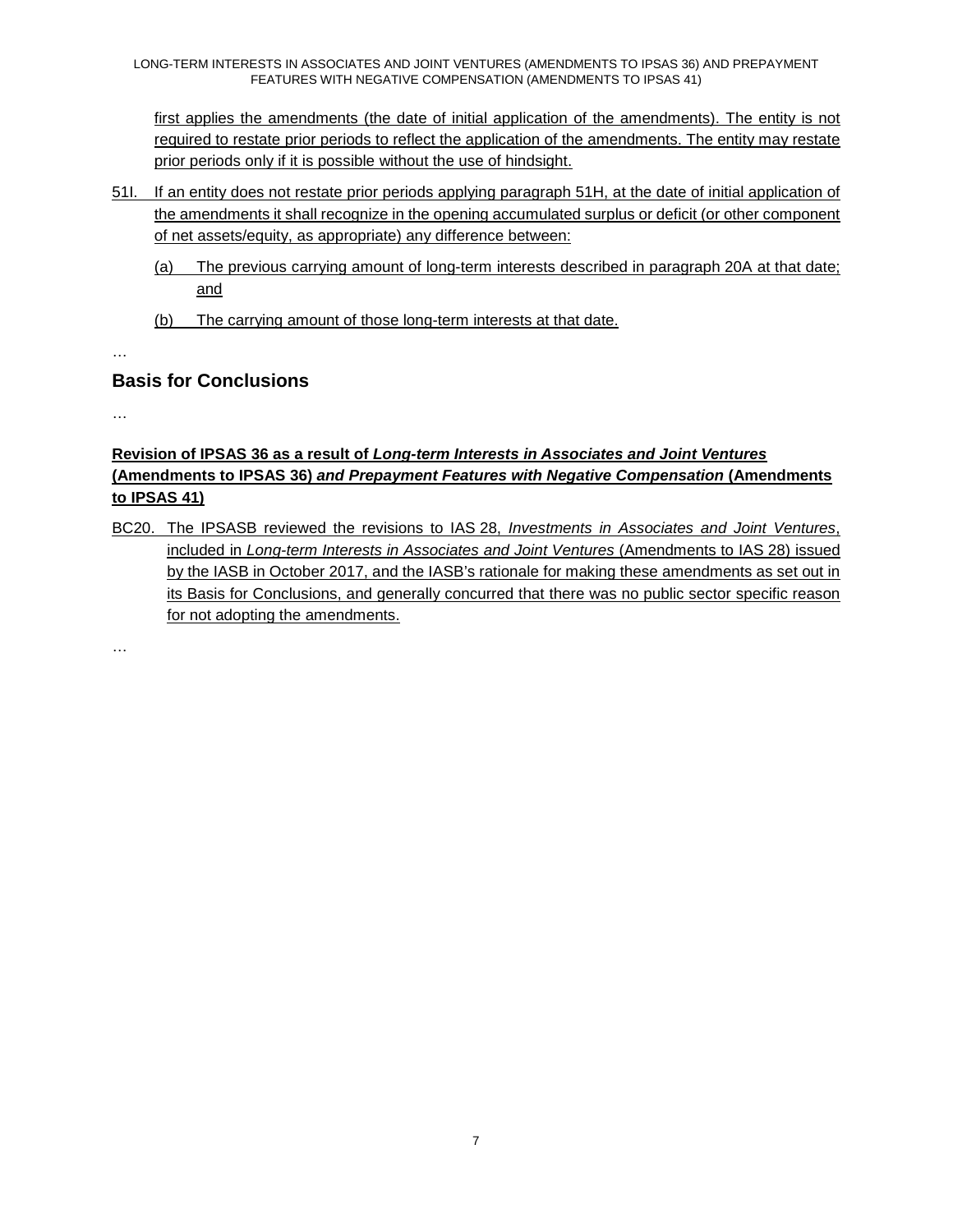first applies the amendments (the date of initial application of the amendments). The entity is not required to restate prior periods to reflect the application of the amendments. The entity may restate prior periods only if it is possible without the use of hindsight.

51I. If an entity does not restate prior periods applying paragraph 51H, at the date of initial application of the amendments it shall recognize in the opening accumulated surplus or deficit (or other component of net assets/equity, as appropriate) any difference between:

(a) The previous carrying amount of long-term interests described in paragraph 20A at that date; and

(b) The carrying amount of those long-term interests at that date.

…

## Basis for Conclusions

…

**Revision of IPSAS 36 as a result of *Long-term Interests in Associates and Joint Ventures* (Amendments to IPSAS 36) *and Prepayment Features with Negative Compensation* (Amendments to IPSAS 41)**

BC20. The IPSASB reviewed the revisions to IAS 28, *Investments in Associates and Joint Ventures*, included in *Long-term Interests in Associates and Joint Ventures* (Amendments to IAS 28) issued by the IASB in October 2017, and the IASB's rationale for making these amendments as set out in its Basis for Conclusions, and generally concurred that there was no public sector specific reason for not adopting the amendments.

…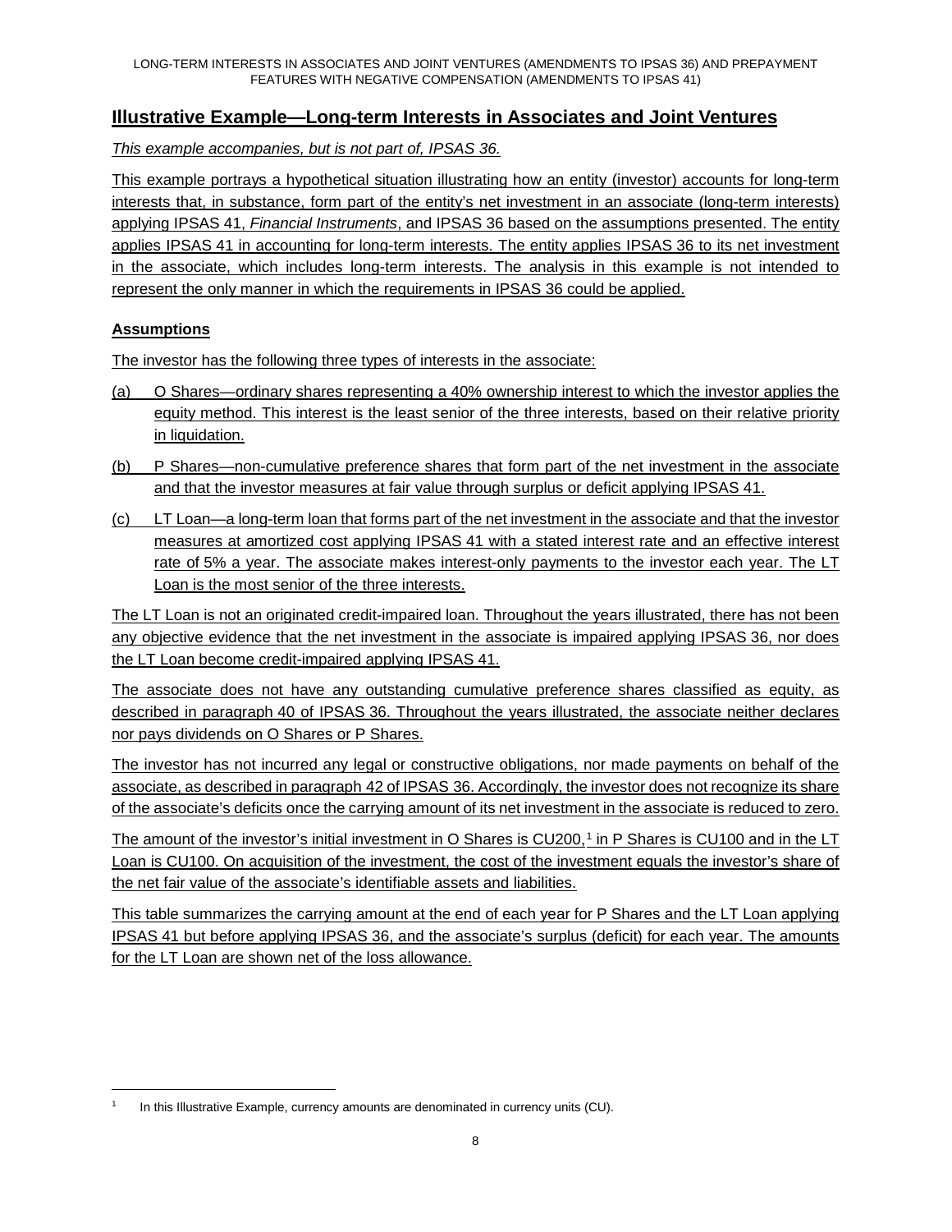## Illustrative Example—Long-term Interests in Associates and Joint Ventures

*This example accompanies, but is not part of, IPSAS 36.*

This example portrays a hypothetical situation illustrating how an entity (investor) accounts for long-term interests that, in substance, form part of the entity's net investment in an associate (long-term interests) applying IPSAS 41, *Financial Instruments*, and IPSAS 36 based on the assumptions presented. The entity applies IPSAS 41 in accounting for long-term interests. The entity applies IPSAS 36 to its net investment in the associate, which includes long-term interests. The analysis in this example is not intended to represent the only manner in which the requirements in IPSAS 36 could be applied.

### Assumptions

The investor has the following three types of interests in the associate:

(a) O Shares—ordinary shares representing a 40% ownership interest to which the investor applies the equity method. This interest is the least senior of the three interests, based on their relative priority in liquidation.

(b) P Shares—non-cumulative preference shares that form part of the net investment in the associate and that the investor measures at fair value through surplus or deficit applying IPSAS 41.

(c) LT Loan—a long-term loan that forms part of the net investment in the associate and that the investor measures at amortized cost applying IPSAS 41 with a stated interest rate and an effective interest rate of 5% a year. The associate makes interest-only payments to the investor each year. The LT Loan is the most senior of the three interests.

The LT Loan is not an originated credit-impaired loan. Throughout the years illustrated, there has not been any objective evidence that the net investment in the associate is impaired applying IPSAS 36, nor does the LT Loan become credit-impaired applying IPSAS 41.

The associate does not have any outstanding cumulative preference shares classified as equity, as described in paragraph 40 of IPSAS 36. Throughout the years illustrated, the associate neither declares nor pays dividends on O Shares or P Shares.

The investor has not incurred any legal or constructive obligations, nor made payments on behalf of the associate, as described in paragraph 42 of IPSAS 36. Accordingly, the investor does not recognize its share of the associate's deficits once the carrying amount of its net investment in the associate is reduced to zero.

The amount of the investor's initial investment in O Shares is CU200,[1] in P Shares is CU100 and in the LT Loan is CU100. On acquisition of the investment, the cost of the investment equals the investor's share of the net fair value of the associate's identifiable assets and liabilities.

This table summarizes the carrying amount at the end of each year for P Shares and the LT Loan applying IPSAS 41 but before applying IPSAS 36, and the associate's surplus (deficit) for each year. The amounts for the LT Loan are shown net of the loss allowance.

[1] In this Illustrative Example, currency amounts are denominated in currency units (CU).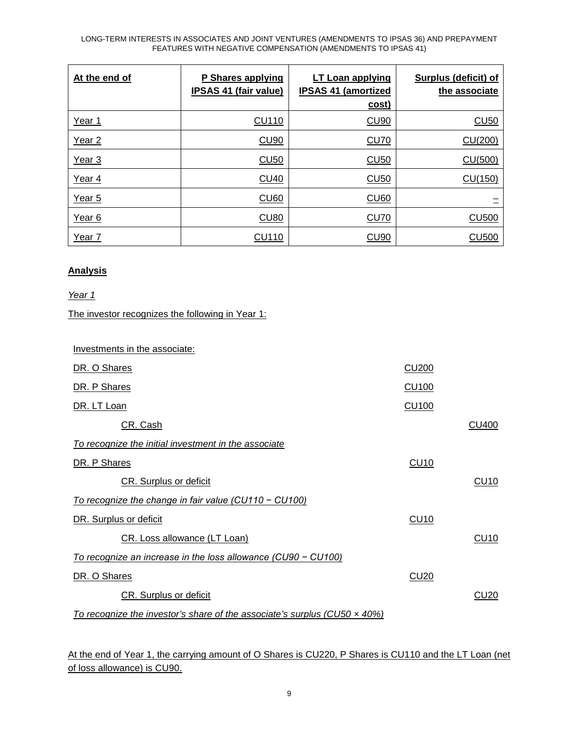| At the end of | P Shares applying IPSAS 41 (fair value) | LT Loan applying IPSAS 41 (amortized cost) | Surplus (deficit) of the associate |
|---|---|---|---|
| Year 1 | CU110 | CU90 | CU50 |
| Year 2 | CU90 | CU70 | CU(200) |
| Year 3 | CU50 | CU50 | CU(500) |
| Year 4 | CU40 | CU50 | CU(150) |
| Year 5 | CU60 | CU60 | – |
| Year 6 | CU80 | CU70 | CU500 |
| Year 7 | CU110 | CU90 | CU500 |

**Analysis**

*Year 1*

The investor recognizes the following in Year 1:

| | | |
|---|---|---|
| Investments in the associate: | | |
| DR. O Shares | CU200 | |
| DR. P Shares | CU100 | |
| DR. LT Loan | CU100 | |
| CR. Cash | | CU400 |
| *To recognize the initial investment in the associate* | | |
| DR. P Shares | CU10 | |
| CR. Surplus or deficit | | CU10 |
| *To recognize the change in fair value (CU110 − CU100)* | | |
| DR. Surplus or deficit | CU10 | |
| CR. Loss allowance (LT Loan) | | CU10 |
| *To recognize an increase in the loss allowance (CU90 − CU100)* | | |
| DR. O Shares | CU20 | |
| CR. Surplus or deficit | | CU20 |
| *To recognize the investor's share of the associate's surplus (CU50 × 40%)* | | |

At the end of Year 1, the carrying amount of O Shares is CU220, P Shares is CU110 and the LT Loan (net of loss allowance) is CU90.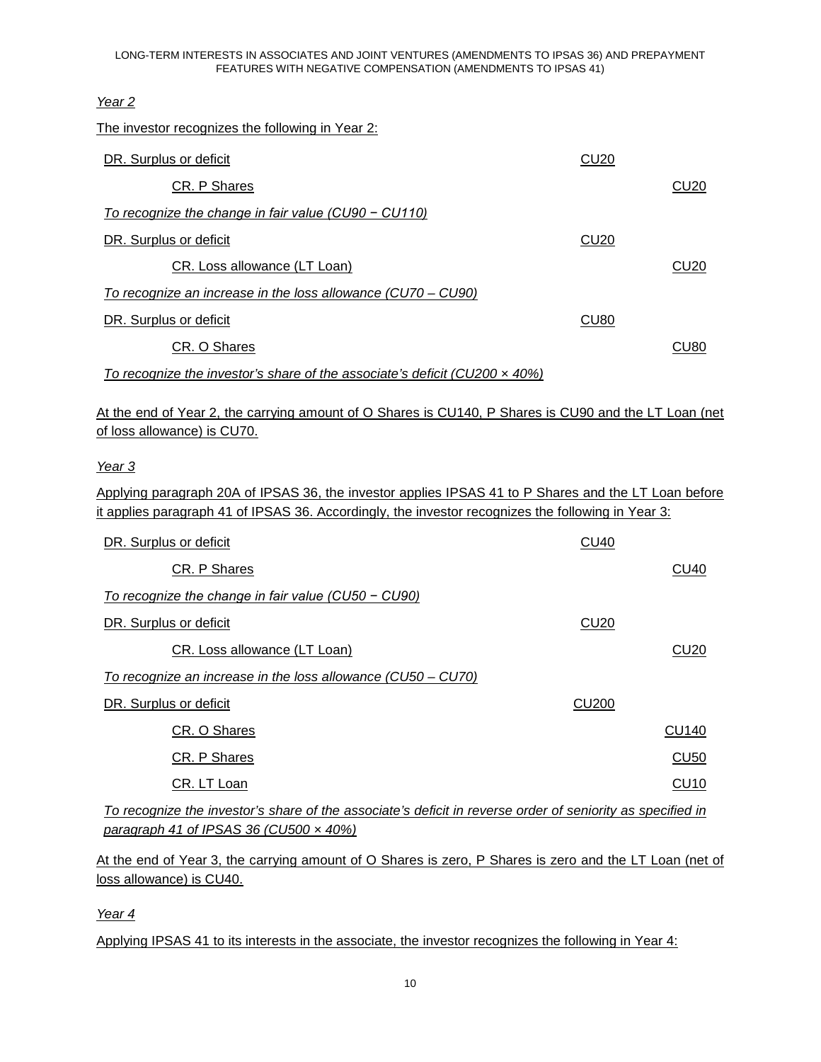*Year 2*

The investor recognizes the following in Year 2:

| | | |
|---|---|---|
| DR. Surplus or deficit | CU20 | |
| CR. P Shares | | CU20 |
| *To recognize the change in fair value (CU90 − CU110)* | | |
| DR. Surplus or deficit | CU20 | |
| CR. Loss allowance (LT Loan) | | CU20 |
| *To recognize an increase in the loss allowance (CU70 – CU90)* | | |
| DR. Surplus or deficit | CU80 | |
| CR. O Shares | | CU80 |
| *To recognize the investor's share of the associate's deficit (CU200 × 40%)* | | |

At the end of Year 2, the carrying amount of O Shares is CU140, P Shares is CU90 and the LT Loan (net of loss allowance) is CU70.

*Year 3*

Applying paragraph 20A of IPSAS 36, the investor applies IPSAS 41 to P Shares and the LT Loan before it applies paragraph 41 of IPSAS 36. Accordingly, the investor recognizes the following in Year 3:

| | | |
|---|---|---|
| DR. Surplus or deficit | CU40 | |
| CR. P Shares | | CU40 |
| *To recognize the change in fair value (CU50 − CU90)* | | |
| DR. Surplus or deficit | CU20 | |
| CR. Loss allowance (LT Loan) | | CU20 |
| *To recognize an increase in the loss allowance (CU50 – CU70)* | | |
| DR. Surplus or deficit | CU200 | |
| CR. O Shares | | CU140 |
| CR. P Shares | | CU50 |
| CR. LT Loan | | CU10 |
| *To recognize the investor's share of the associate's deficit in reverse order of seniority as specified in paragraph 41 of IPSAS 36 (CU500 × 40%)* | | |

At the end of Year 3, the carrying amount of O Shares is zero, P Shares is zero and the LT Loan (net of loss allowance) is CU40.

*Year 4*

Applying IPSAS 41 to its interests in the associate, the investor recognizes the following in Year 4: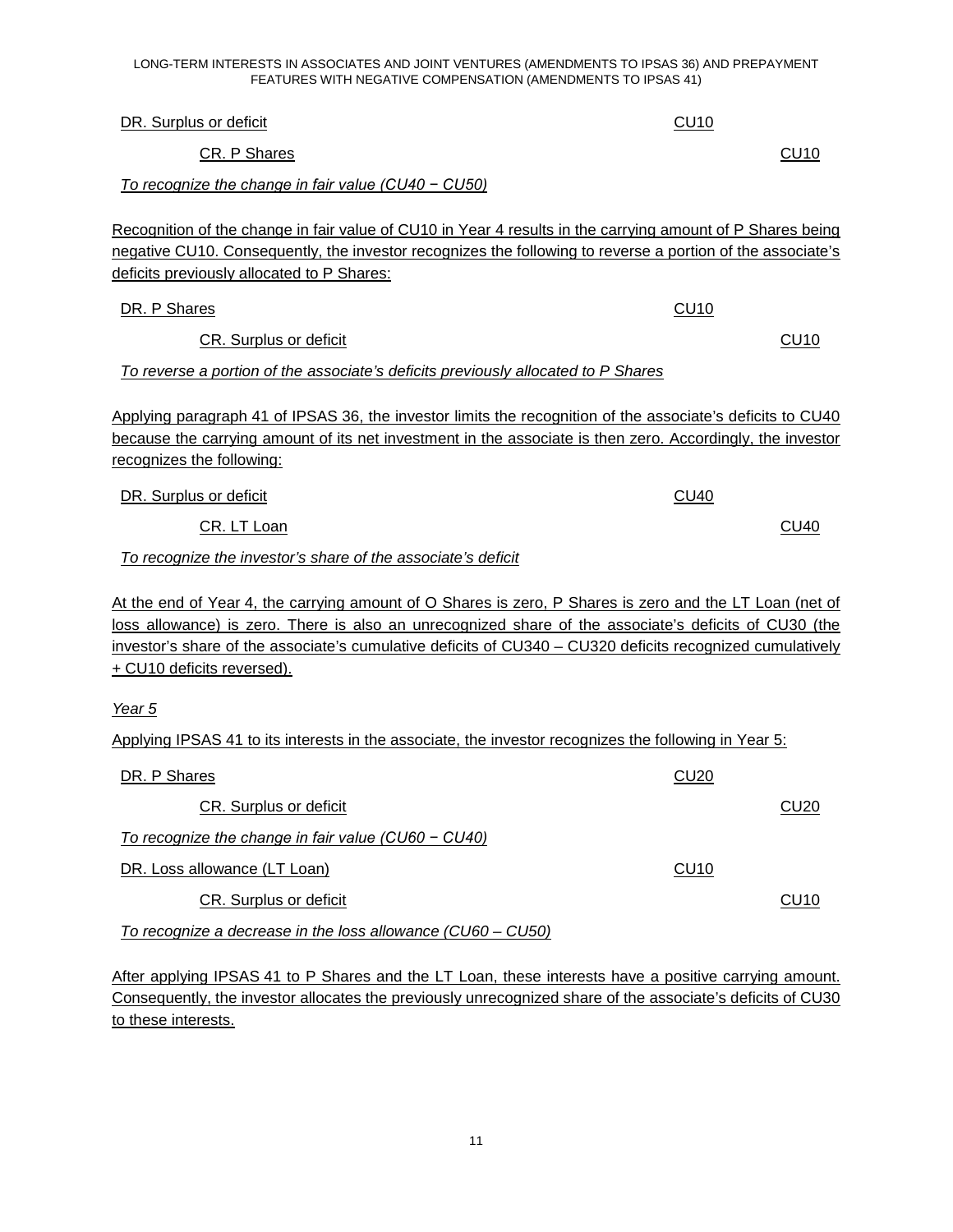| | | |
|---|---|---|
| DR. Surplus or deficit | CU10 | |
| CR. P Shares | | CU10 |

*To recognize the change in fair value (CU40 − CU50)*

Recognition of the change in fair value of CU10 in Year 4 results in the carrying amount of P Shares being negative CU10. Consequently, the investor recognizes the following to reverse a portion of the associate's deficits previously allocated to P Shares:

| | | |
|---|---|---|
| DR. P Shares | CU10 | |
| CR. Surplus or deficit | | CU10 |

*To reverse a portion of the associate's deficits previously allocated to P Shares*

Applying paragraph 41 of IPSAS 36, the investor limits the recognition of the associate's deficits to CU40 because the carrying amount of its net investment in the associate is then zero. Accordingly, the investor recognizes the following:

| | | |
|---|---|---|
| DR. Surplus or deficit | CU40 | |
| CR. LT Loan | | CU40 |

*To recognize the investor's share of the associate's deficit*

At the end of Year 4, the carrying amount of O Shares is zero, P Shares is zero and the LT Loan (net of loss allowance) is zero. There is also an unrecognized share of the associate's deficits of CU30 (the investor's share of the associate's cumulative deficits of CU340 – CU320 deficits recognized cumulatively + CU10 deficits reversed).

*Year 5*

Applying IPSAS 41 to its interests in the associate, the investor recognizes the following in Year 5:

| | | |
|---|---|---|
| DR. P Shares | CU20 | |
| CR. Surplus or deficit | | CU20 |

*To recognize the change in fair value (CU60 − CU40)*

| | | |
|---|---|---|
| DR. Loss allowance (LT Loan) | CU10 | |
| CR. Surplus or deficit | | CU10 |

*To recognize a decrease in the loss allowance (CU60 – CU50)*

After applying IPSAS 41 to P Shares and the LT Loan, these interests have a positive carrying amount. Consequently, the investor allocates the previously unrecognized share of the associate's deficits of CU30 to these interests.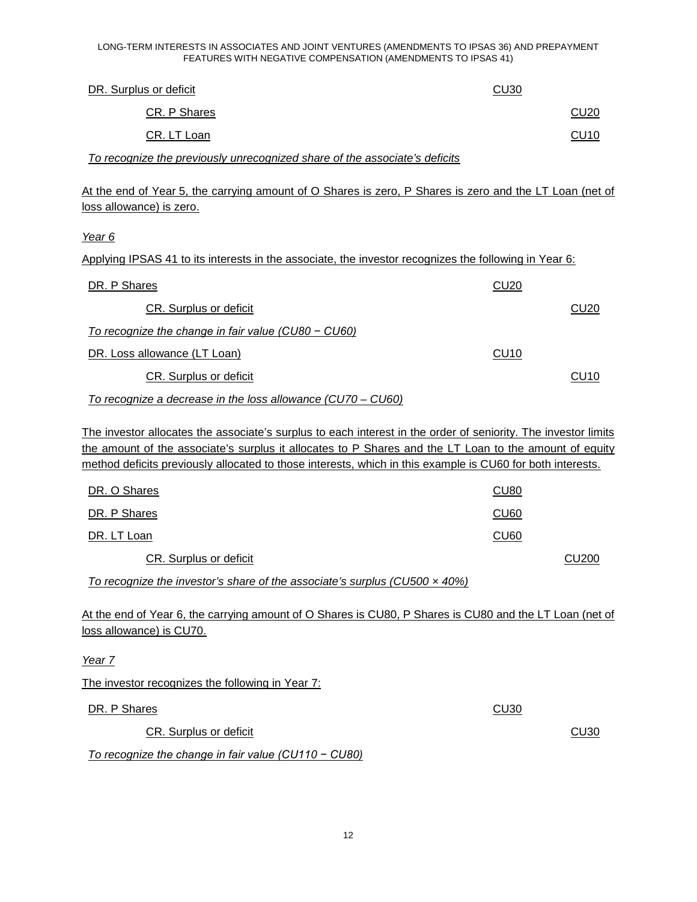| | | |
|---|---|---|
| DR. Surplus or deficit | CU30 | |
| CR. P Shares | | CU20 |
| CR. LT Loan | | CU10 |

*To recognize the previously unrecognized share of the associate's deficits*

At the end of Year 5, the carrying amount of O Shares is zero, P Shares is zero and the LT Loan (net of loss allowance) is zero.

*Year 6*

Applying IPSAS 41 to its interests in the associate, the investor recognizes the following in Year 6:

| | | |
|---|---|---|
| DR. P Shares | CU20 | |
| CR. Surplus or deficit | | CU20 |

*To recognize the change in fair value (CU80 − CU60)*

| | | |
|---|---|---|
| DR. Loss allowance (LT Loan) | CU10 | |
| CR. Surplus or deficit | | CU10 |

*To recognize a decrease in the loss allowance (CU70 – CU60)*

The investor allocates the associate's surplus to each interest in the order of seniority. The investor limits the amount of the associate's surplus it allocates to P Shares and the LT Loan to the amount of equity method deficits previously allocated to those interests, which in this example is CU60 for both interests.

| | | |
|---|---|---|
| DR. O Shares | CU80 | |
| DR. P Shares | CU60 | |
| DR. LT Loan | CU60 | |
| CR. Surplus or deficit | | CU200 |

*To recognize the investor's share of the associate's surplus (CU500 × 40%)*

At the end of Year 6, the carrying amount of O Shares is CU80, P Shares is CU80 and the LT Loan (net of loss allowance) is CU70.

*Year 7*

The investor recognizes the following in Year 7:

| | | |
|---|---|---|
| DR. P Shares | CU30 | |
| CR. Surplus or deficit | | CU30 |

*To recognize the change in fair value (CU110 − CU80)*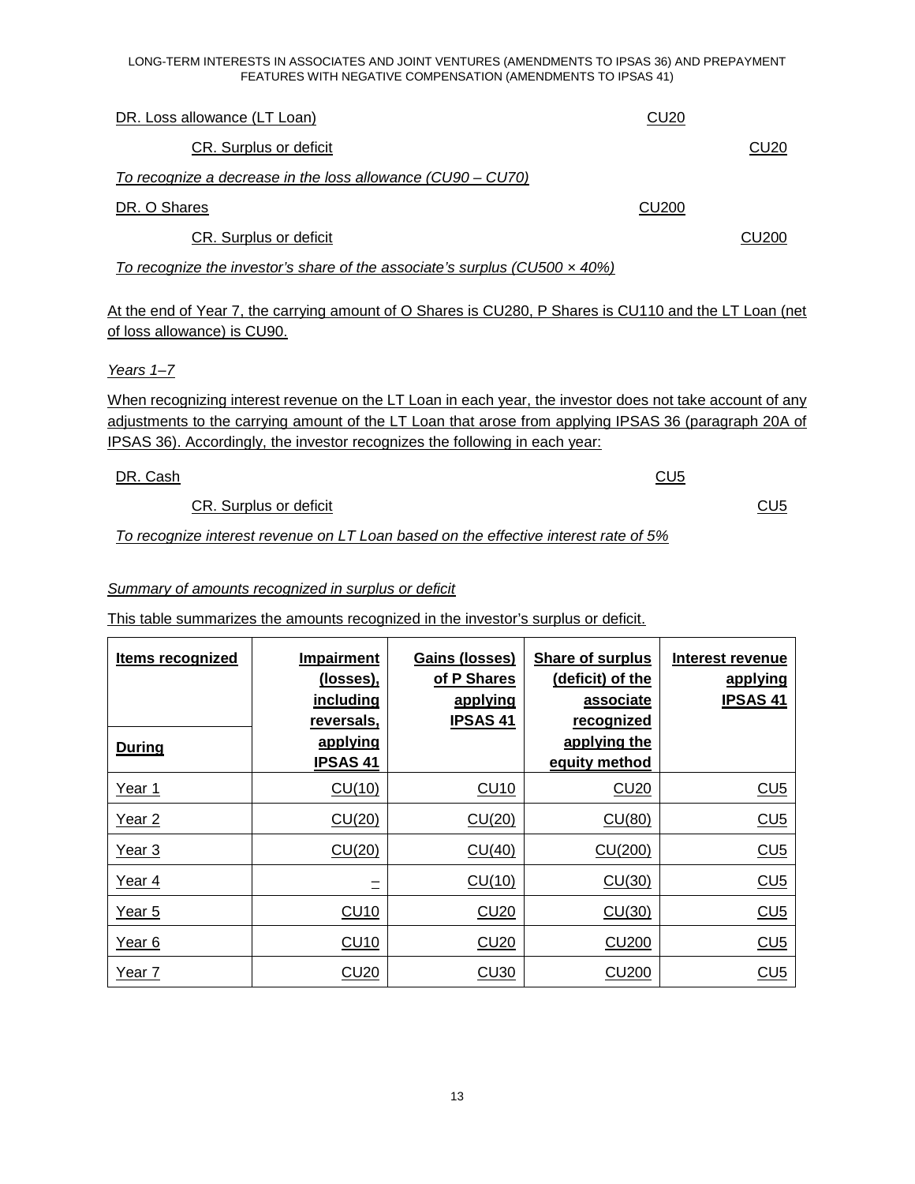DR. Loss allowance (LT Loan) CU20

CR. Surplus or deficit CU20

*To recognize a decrease in the loss allowance (CU90 – CU70)*

DR. O Shares CU200

CR. Surplus or deficit CU200

*To recognize the investor's share of the associate's surplus (CU500 × 40%)*

At the end of Year 7, the carrying amount of O Shares is CU280, P Shares is CU110 and the LT Loan (net of loss allowance) is CU90.

*Years 1–7*

When recognizing interest revenue on the LT Loan in each year, the investor does not take account of any adjustments to the carrying amount of the LT Loan that arose from applying IPSAS 36 (paragraph 20A of IPSAS 36). Accordingly, the investor recognizes the following in each year:

DR. Cash CU5

CR. Surplus or deficit CU5

*To recognize interest revenue on LT Loan based on the effective interest rate of 5%*

*Summary of amounts recognized in surplus or deficit*

This table summarizes the amounts recognized in the investor's surplus or deficit.

| **Items recognized**<br><br>**During** | **Impairment (losses), including reversals, applying IPSAS 41** | **Gains (losses) of P Shares applying IPSAS 41** | **Share of surplus (deficit) of the associate recognized applying the equity method** | **Interest revenue applying IPSAS 41** |
|---|---|---|---|---|
| Year 1 | CU(10) | CU10 | CU20 | CU5 |
| Year 2 | CU(20) | CU(20) | CU(80) | CU5 |
| Year 3 | CU(20) | CU(40) | CU(200) | CU5 |
| Year 4 | – | CU(10) | CU(30) | CU5 |
| Year 5 | CU10 | CU20 | CU(30) | CU5 |
| Year 6 | CU10 | CU20 | CU200 | CU5 |
| Year 7 | CU20 | CU30 | CU200 | CU5 |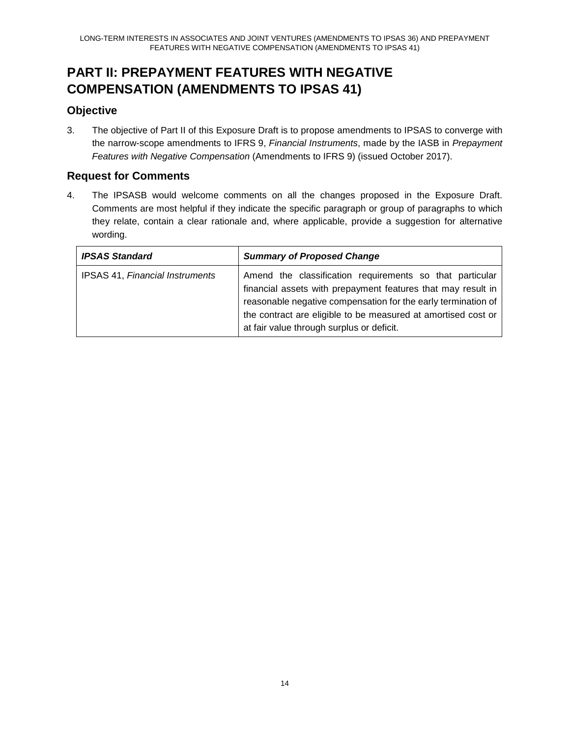# PART II: PREPAYMENT FEATURES WITH NEGATIVE COMPENSATION (AMENDMENTS TO IPSAS 41)

## Objective

3. The objective of Part II of this Exposure Draft is to propose amendments to IPSAS to converge with the narrow-scope amendments to IFRS 9, *Financial Instruments*, made by the IASB in *Prepayment Features with Negative Compensation* (Amendments to IFRS 9) (issued October 2017).

## Request for Comments

4. The IPSASB would welcome comments on all the changes proposed in the Exposure Draft. Comments are most helpful if they indicate the specific paragraph or group of paragraphs to which they relate, contain a clear rationale and, where applicable, provide a suggestion for alternative wording.

| ***IPSAS Standard*** | ***Summary of Proposed Change*** |
| --- | --- |
| IPSAS 41, *Financial Instruments* | Amend the classification requirements so that particular financial assets with prepayment features that may result in reasonable negative compensation for the early termination of the contract are eligible to be measured at amortised cost or at fair value through surplus or deficit. |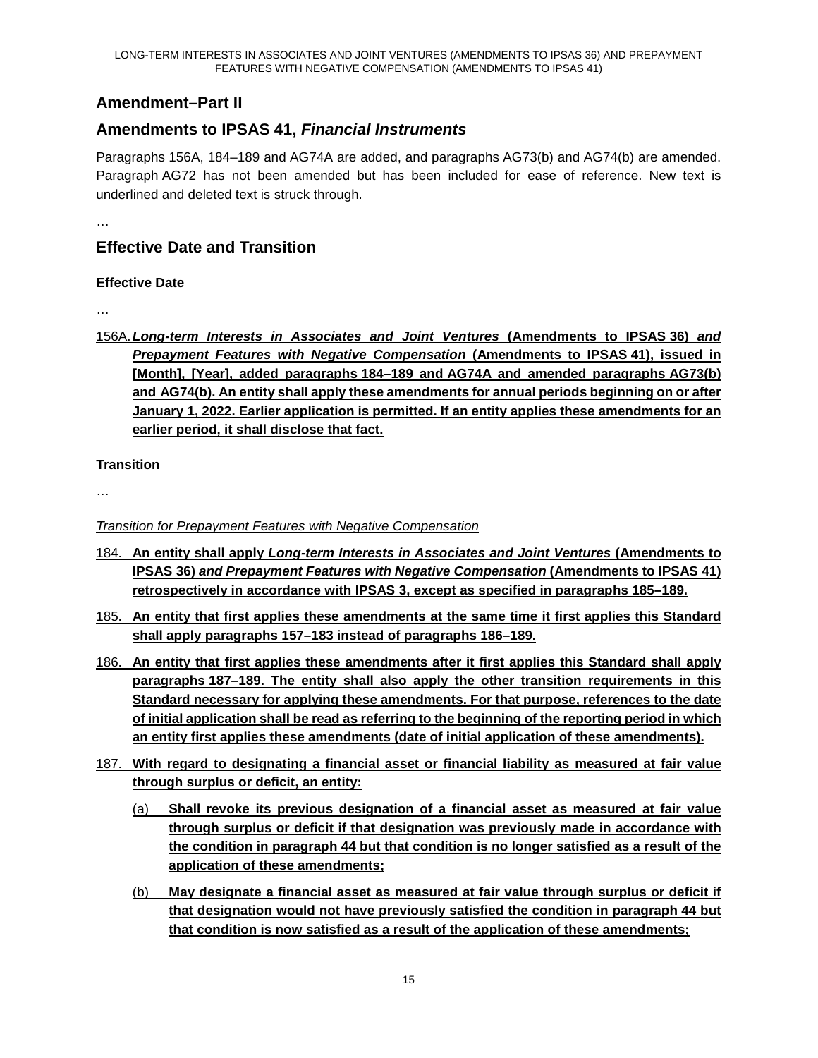## Amendment–Part II

## Amendments to IPSAS 41, *Financial Instruments*

Paragraphs 156A, 184–189 and AG74A are added, and paragraphs AG73(b) and AG74(b) are amended. Paragraph AG72 has not been amended but has been included for ease of reference. New text is underlined and deleted text is struck through.

…

## Effective Date and Transition

### Effective Date

…

156A. ***Long-term Interests in Associates and Joint Ventures* (Amendments to IPSAS 36) *and Prepayment Features with Negative Compensation* (Amendments to IPSAS 41), issued in [Month], [Year], added paragraphs 184–189 and AG74A and amended paragraphs AG73(b) and AG74(b). An entity shall apply these amendments for annual periods beginning on or after January 1, 2022. Earlier application is permitted. If an entity applies these amendments for an earlier period, it shall disclose that fact.**

### Transition

…

*Transition for Prepayment Features with Negative Compensation*

184. **An entity shall apply *Long-term Interests in Associates and Joint Ventures* (Amendments to IPSAS 36) *and Prepayment Features with Negative Compensation* (Amendments to IPSAS 41) retrospectively in accordance with IPSAS 3, except as specified in paragraphs 185–189.**

185. **An entity that first applies these amendments at the same time it first applies this Standard shall apply paragraphs 157–183 instead of paragraphs 186–189.**

186. **An entity that first applies these amendments after it first applies this Standard shall apply paragraphs 187–189. The entity shall also apply the other transition requirements in this Standard necessary for applying these amendments. For that purpose, references to the date of initial application shall be read as referring to the beginning of the reporting period in which an entity first applies these amendments (date of initial application of these amendments).**

187. **With regard to designating a financial asset or financial liability as measured at fair value through surplus or deficit, an entity:**

   (a) **Shall revoke its previous designation of a financial asset as measured at fair value through surplus or deficit if that designation was previously made in accordance with the condition in paragraph 44 but that condition is no longer satisfied as a result of the application of these amendments;**

   (b) **May designate a financial asset as measured at fair value through surplus or deficit if that designation would not have previously satisfied the condition in paragraph 44 but that condition is now satisfied as a result of the application of these amendments;**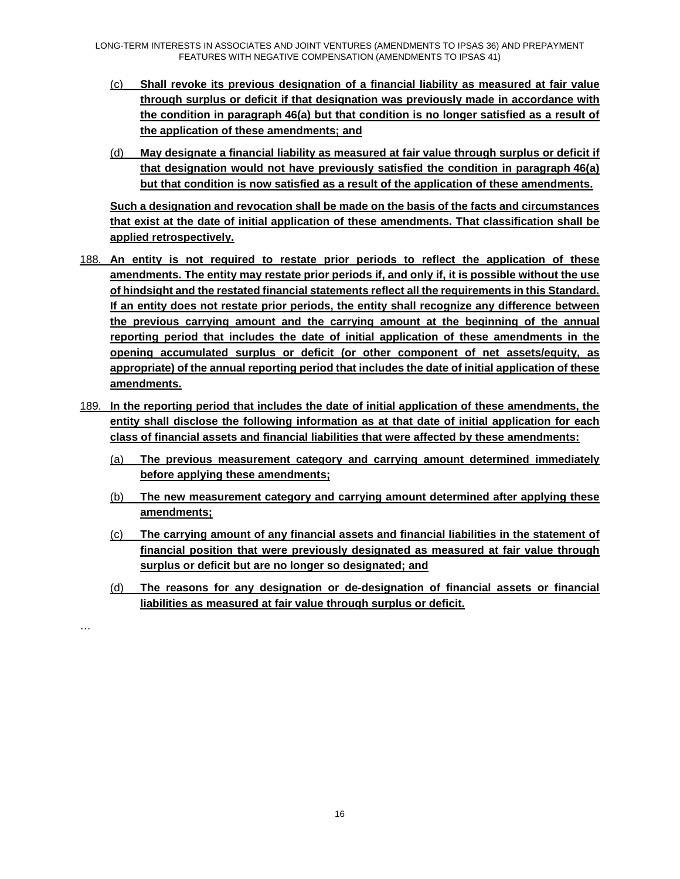(c) **Shall revoke its previous designation of a financial liability as measured at fair value through surplus or deficit if that designation was previously made in accordance with the condition in paragraph 46(a) but that condition is no longer satisfied as a result of the application of these amendments; and**

(d) **May designate a financial liability as measured at fair value through surplus or deficit if that designation would not have previously satisfied the condition in paragraph 46(a) but that condition is now satisfied as a result of the application of these amendments.**

**Such a designation and revocation shall be made on the basis of the facts and circumstances that exist at the date of initial application of these amendments. That classification shall be applied retrospectively.**

188. **An entity is not required to restate prior periods to reflect the application of these amendments. The entity may restate prior periods if, and only if, it is possible without the use of hindsight and the restated financial statements reflect all the requirements in this Standard. If an entity does not restate prior periods, the entity shall recognize any difference between the previous carrying amount and the carrying amount at the beginning of the annual reporting period that includes the date of initial application of these amendments in the opening accumulated surplus or deficit (or other component of net assets/equity, as appropriate) of the annual reporting period that includes the date of initial application of these amendments.**

189. **In the reporting period that includes the date of initial application of these amendments, the entity shall disclose the following information as at that date of initial application for each class of financial assets and financial liabilities that were affected by these amendments:**

(a) **The previous measurement category and carrying amount determined immediately before applying these amendments;**

(b) **The new measurement category and carrying amount determined after applying these amendments;**

(c) **The carrying amount of any financial assets and financial liabilities in the statement of financial position that were previously designated as measured at fair value through surplus or deficit but are no longer so designated; and**

(d) **The reasons for any designation or de-designation of financial assets or financial liabilities as measured at fair value through surplus or deficit.**

…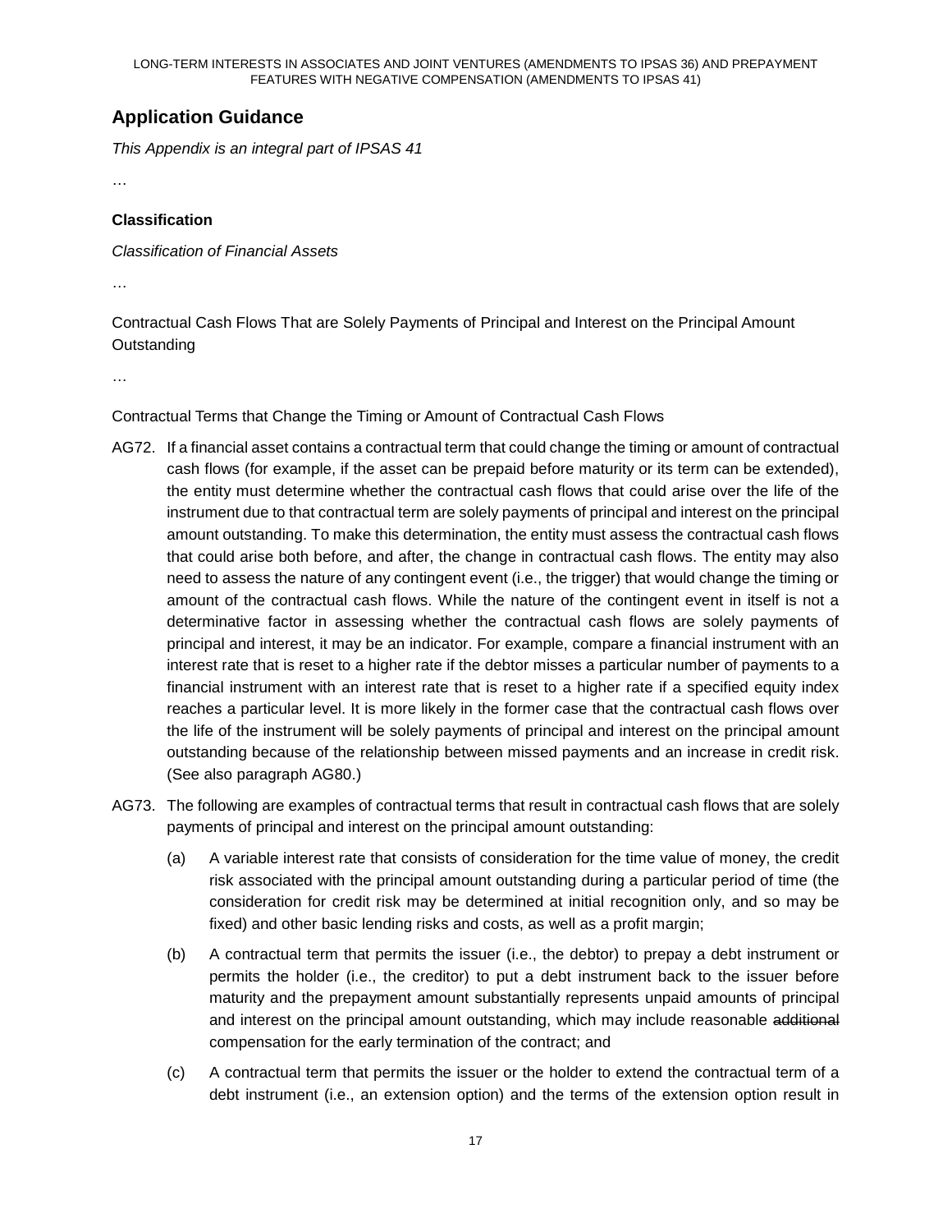## Application Guidance

*This Appendix is an integral part of IPSAS 41*

…

**Classification**

*Classification of Financial Assets*

…

Contractual Cash Flows That are Solely Payments of Principal and Interest on the Principal Amount Outstanding

…

Contractual Terms that Change the Timing or Amount of Contractual Cash Flows

AG72. If a financial asset contains a contractual term that could change the timing or amount of contractual cash flows (for example, if the asset can be prepaid before maturity or its term can be extended), the entity must determine whether the contractual cash flows that could arise over the life of the instrument due to that contractual term are solely payments of principal and interest on the principal amount outstanding. To make this determination, the entity must assess the contractual cash flows that could arise both before, and after, the change in contractual cash flows. The entity may also need to assess the nature of any contingent event (i.e., the trigger) that would change the timing or amount of the contractual cash flows. While the nature of the contingent event in itself is not a determinative factor in assessing whether the contractual cash flows are solely payments of principal and interest, it may be an indicator. For example, compare a financial instrument with an interest rate that is reset to a higher rate if the debtor misses a particular number of payments to a financial instrument with an interest rate that is reset to a higher rate if a specified equity index reaches a particular level. It is more likely in the former case that the contractual cash flows over the life of the instrument will be solely payments of principal and interest on the principal amount outstanding because of the relationship between missed payments and an increase in credit risk. (See also paragraph AG80.)

AG73. The following are examples of contractual terms that result in contractual cash flows that are solely payments of principal and interest on the principal amount outstanding:

(a) A variable interest rate that consists of consideration for the time value of money, the credit risk associated with the principal amount outstanding during a particular period of time (the consideration for credit risk may be determined at initial recognition only, and so may be fixed) and other basic lending risks and costs, as well as a profit margin;

(b) A contractual term that permits the issuer (i.e., the debtor) to prepay a debt instrument or permits the holder (i.e., the creditor) to put a debt instrument back to the issuer before maturity and the prepayment amount substantially represents unpaid amounts of principal and interest on the principal amount outstanding, which may include reasonable ~~additional~~ compensation for the early termination of the contract; and

(c) A contractual term that permits the issuer or the holder to extend the contractual term of a debt instrument (i.e., an extension option) and the terms of the extension option result in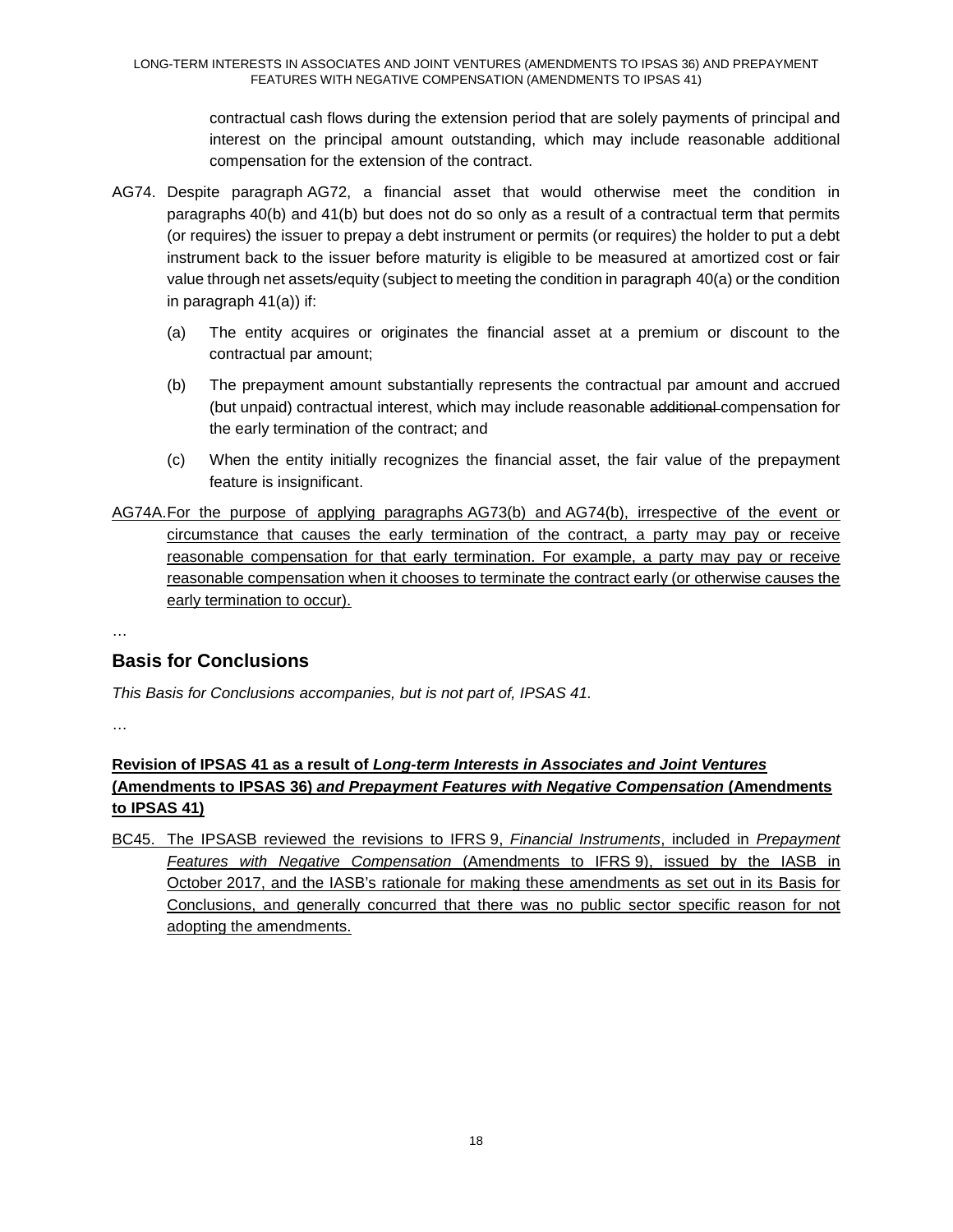contractual cash flows during the extension period that are solely payments of principal and interest on the principal amount outstanding, which may include reasonable additional compensation for the extension of the contract.

AG74. Despite paragraph AG72, a financial asset that would otherwise meet the condition in paragraphs 40(b) and 41(b) but does not do so only as a result of a contractual term that permits (or requires) the issuer to prepay a debt instrument or permits (or requires) the holder to put a debt instrument back to the issuer before maturity is eligible to be measured at amortized cost or fair value through net assets/equity (subject to meeting the condition in paragraph 40(a) or the condition in paragraph 41(a)) if:

(a) The entity acquires or originates the financial asset at a premium or discount to the contractual par amount;

(b) The prepayment amount substantially represents the contractual par amount and accrued (but unpaid) contractual interest, which may include reasonable ~~additional~~ compensation for the early termination of the contract; and

(c) When the entity initially recognizes the financial asset, the fair value of the prepayment feature is insignificant.

<u>AG74A. For the purpose of applying paragraphs AG73(b) and AG74(b), irrespective of the event or circumstance that causes the early termination of the contract, a party may pay or receive reasonable compensation for that early termination. For example, a party may pay or receive reasonable compensation when it chooses to terminate the contract early (or otherwise causes the early termination to occur).</u>

…

## Basis for Conclusions

*This Basis for Conclusions accompanies, but is not part of, IPSAS 41.*

…

### <u>Revision of IPSAS 41 as a result of *Long-term Interests in Associates and Joint Ventures* (Amendments to IPSAS 36) *and Prepayment Features with Negative Compensation* (Amendments to IPSAS 41)</u>

<u>BC45. The IPSASB reviewed the revisions to IFRS 9, *Financial Instruments*, included in *Prepayment Features with Negative Compensation* (Amendments to IFRS 9), issued by the IASB in October 2017, and the IASB's rationale for making these amendments as set out in its Basis for Conclusions, and generally concurred that there was no public sector specific reason for not adopting the amendments.</u>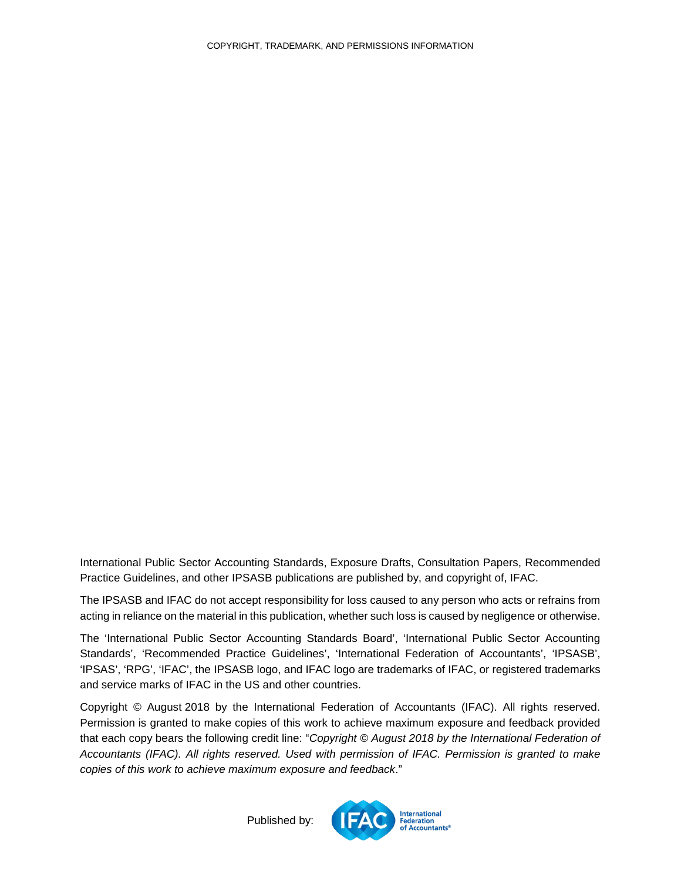COPYRIGHT, TRADEMARK, AND PERMISSIONS INFORMATION

International Public Sector Accounting Standards, Exposure Drafts, Consultation Papers, Recommended Practice Guidelines, and other IPSASB publications are published by, and copyright of, IFAC.

The IPSASB and IFAC do not accept responsibility for loss caused to any person who acts or refrains from acting in reliance on the material in this publication, whether such loss is caused by negligence or otherwise.

The 'International Public Sector Accounting Standards Board', 'International Public Sector Accounting Standards', 'Recommended Practice Guidelines', 'International Federation of Accountants', 'IPSASB', 'IPSAS', 'RPG', 'IFAC', the IPSASB logo, and IFAC logo are trademarks of IFAC, or registered trademarks and service marks of IFAC in the US and other countries.

Copyright © August 2018 by the International Federation of Accountants (IFAC). All rights reserved. Permission is granted to make copies of this work to achieve maximum exposure and feedback provided that each copy bears the following credit line: "*Copyright © August 2018 by the International Federation of Accountants (IFAC). All rights reserved. Used with permission of IFAC. Permission is granted to make copies of this work to achieve maximum exposure and feedback*."

Published by: IFAC International Federation of Accountants®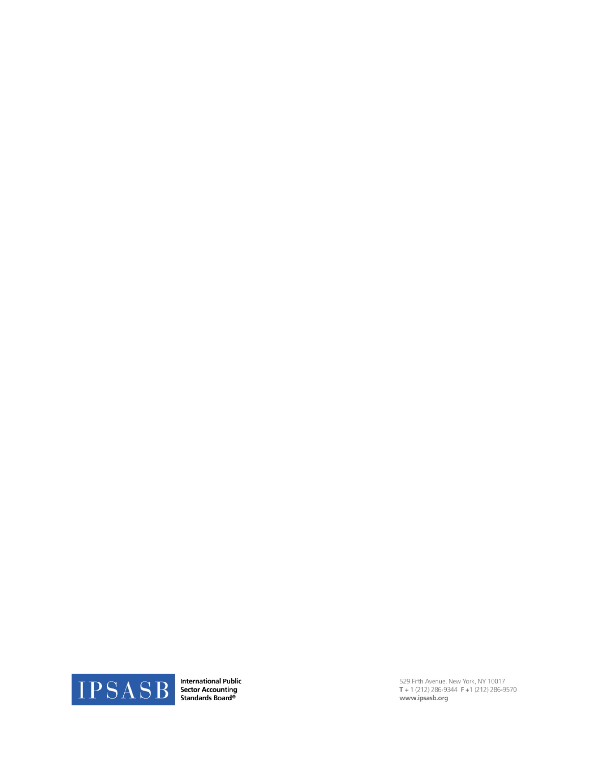IPSASB

**International Public Sector Accounting Standards Board®**

529 Fifth Avenue, New York, NY 10017
**T** + 1 (212) 286-9344 **F** +1 (212) 286-9570
**www.ipsasb.org**